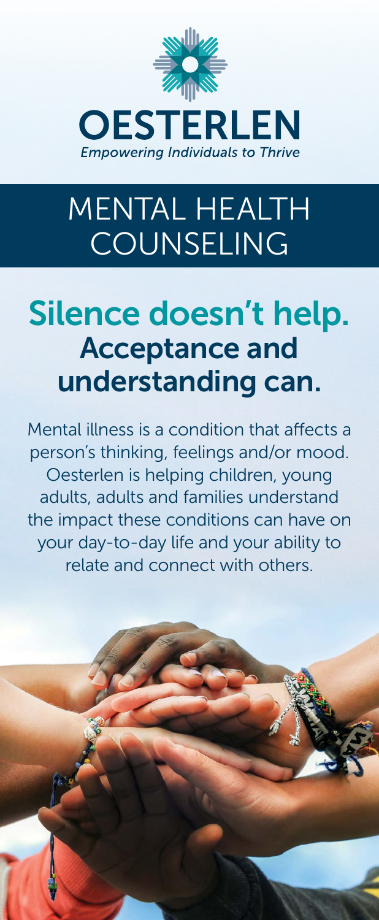# OESTERLEN

*Empowering Individuals to Thrive*

## MENTAL HEALTH COUNSELING

## Silence doesn't help. Acceptance and understanding can.

Mental illness is a condition that affects a person's thinking, feelings and/or mood. Oesterlen is helping children, young adults, adults and families understand the impact these conditions can have on your day-to-day life and your ability to relate and connect with others.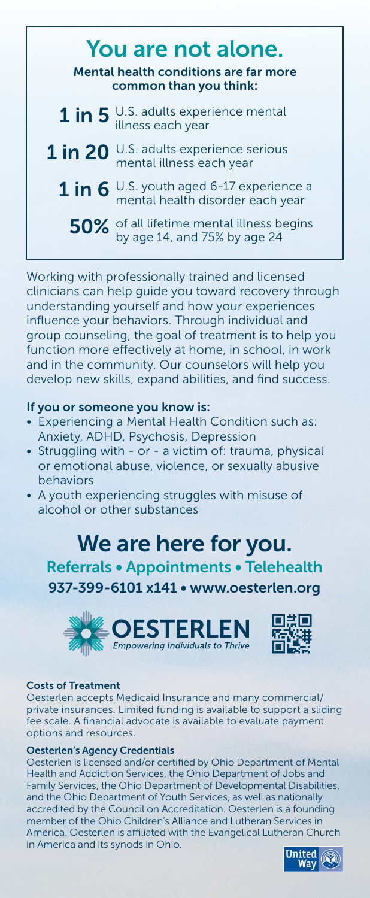# You are not alone.

**Mental health conditions are far more common than you think:**

- **1 in 5** U.S. adults experience mental illness each year
- **1 in 20** U.S. adults experience serious mental illness each year
- **1 in 6** U.S. youth aged 6-17 experience a mental health disorder each year
- **50%** of all lifetime mental illness begins by age 14, and 75% by age 24

Working with professionally trained and licensed clinicians can help guide you toward recovery through understanding yourself and how your experiences influence your behaviors. Through individual and group counseling, the goal of treatment is to help you function more effectively at home, in school, in work and in the community. Our counselors will help you develop new skills, expand abilities, and find success.

**If you or someone you know is:**

- Experiencing a Mental Health Condition such as: Anxiety, ADHD, Psychosis, Depression
- Struggling with - or - a victim of: trauma, physical or emotional abuse, violence, or sexually abusive behaviors
- A youth experiencing struggles with misuse of alcohol or other substances

# We are here for you.

## Referrals • Appointments • Telehealth

**937-399-6101 x141 • www.oesterlen.org**

OESTERLEN
*Empowering Individuals to Thrive*

**Costs of Treatment**

Oesterlen accepts Medicaid Insurance and many commercial/private insurances. Limited funding is available to support a sliding fee scale. A financial advocate is available to evaluate payment options and resources.

**Oesterlen's Agency Credentials**

Oesterlen is licensed and/or certified by Ohio Department of Mental Health and Addiction Services, the Ohio Department of Jobs and Family Services, the Ohio Department of Developmental Disabilities, and the Ohio Department of Youth Services, as well as nationally accredited by the Council on Accreditation. Oesterlen is a founding member of the Ohio Children's Alliance and Lutheran Services in America. Oesterlen is affiliated with the Evangelical Lutheran Church in America and its synods in Ohio.

United Way